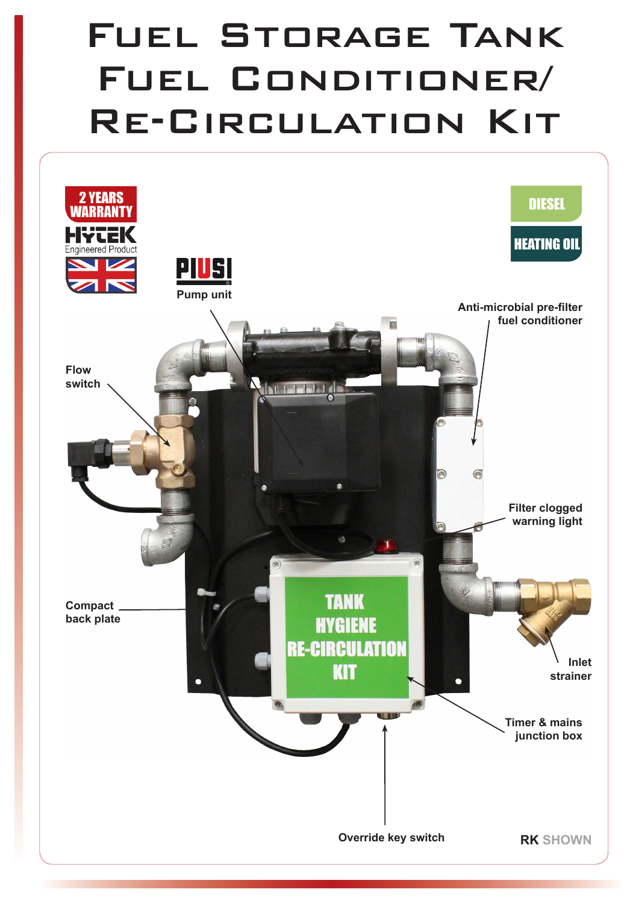# Fuel Storage Tank Fuel Conditioner/ Re-Circulation Kit

2 YEARS WARRANTY

HYTEK Engineered Product

PIUSI

DIESEL

HEATING OIL

Pump unit

Anti-microbial pre-filter fuel conditioner

Flow switch

Filter clogged warning light

Compact back plate

TANK HYGIENE RE-CIRCULATION KIT

Inlet strainer

Timer & mains junction box

Override key switch

**RK** SHOWN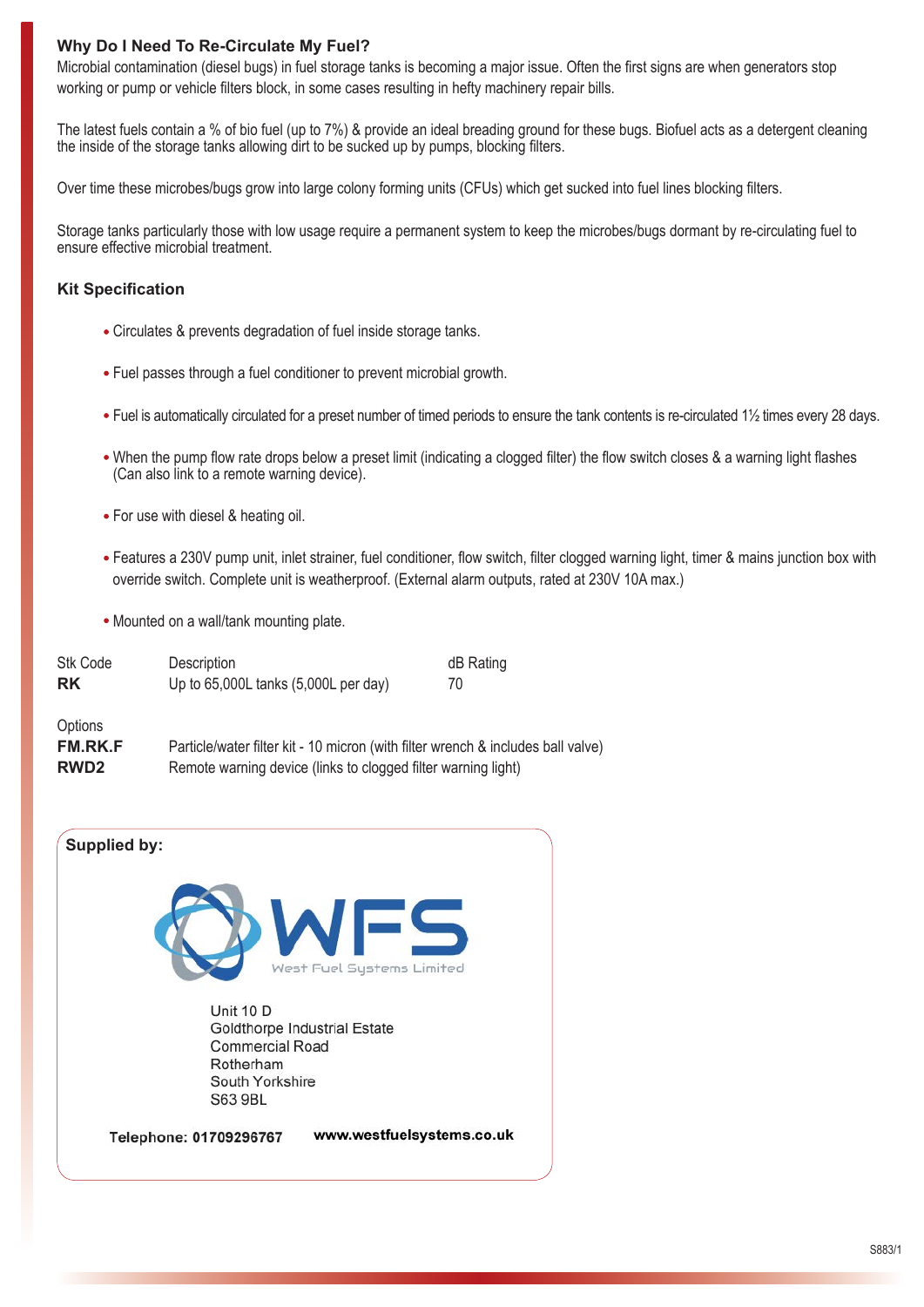## Why Do I Need To Re-Circulate My Fuel?

Microbial contamination (diesel bugs) in fuel storage tanks is becoming a major issue. Often the first signs are when generators stop working or pump or vehicle filters block, in some cases resulting in hefty machinery repair bills.

The latest fuels contain a % of bio fuel (up to 7%) & provide an ideal breading ground for these bugs. Biofuel acts as a detergent cleaning the inside of the storage tanks allowing dirt to be sucked up by pumps, blocking filters.

Over time these microbes/bugs grow into large colony forming units (CFUs) which get sucked into fuel lines blocking filters.

Storage tanks particularly those with low usage require a permanent system to keep the microbes/bugs dormant by re-circulating fuel to ensure effective microbial treatment.

## Kit Specification

- Circulates & prevents degradation of fuel inside storage tanks.
- Fuel passes through a fuel conditioner to prevent microbial growth.
- Fuel is automatically circulated for a preset number of timed periods to ensure the tank contents is re-circulated 1½ times every 28 days.
- When the pump flow rate drops below a preset limit (indicating a clogged filter) the flow switch closes & a warning light flashes (Can also link to a remote warning device).
- For use with diesel & heating oil.
- Features a 230V pump unit, inlet strainer, fuel conditioner, flow switch, filter clogged warning light, timer & mains junction box with override switch. Complete unit is weatherproof. (External alarm outputs, rated at 230V 10A max.)
- Mounted on a wall/tank mounting plate.

| Stk Code | Description | dB Rating |
|---|---|---|
| **RK** | Up to 65,000L tanks (5,000L per day) | 70 |

Options

| | |
|---|---|
| **FM.RK.F** | Particle/water filter kit - 10 micron (with filter wrench & includes ball valve) |
| **RWD2** | Remote warning device (links to clogged filter warning light) |

**Supplied by:**

WFS
West Fuel Systems Limited

Unit 10 D
Goldthorpe Industrial Estate
Commercial Road
Rotherham
South Yorkshire
S63 9BL

**Telephone: 01709296767** **www.westfuelsystems.co.uk**

S883/1